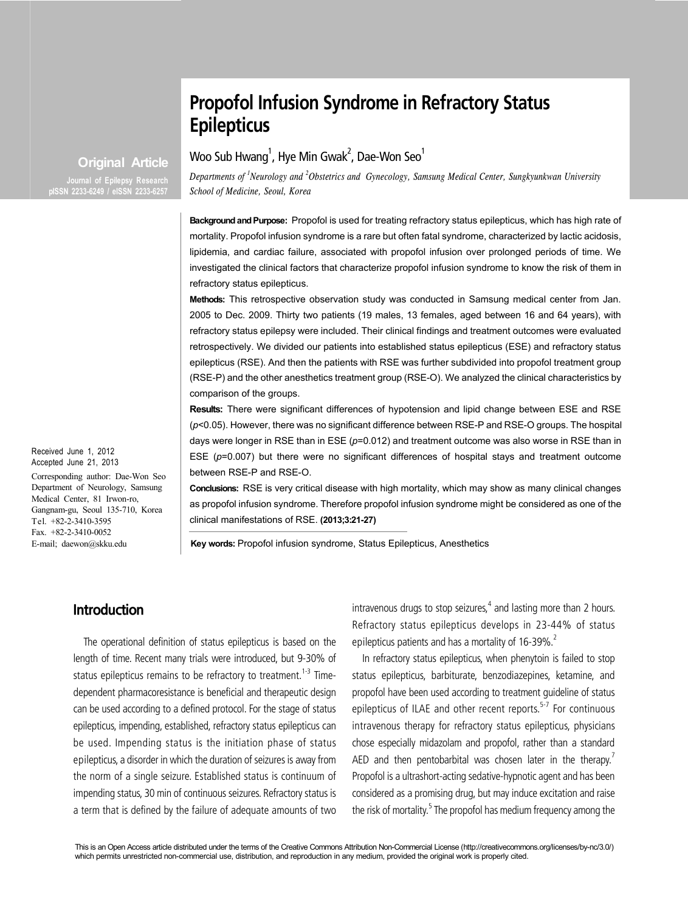# Propofol Infusion Syndrome in Refractory Status Epilepticus

Woo Sub Hwang[1], Hye Min Gwak[2], Dae-Won Seo[1]

*Departments of [1]Neurology and [2]Obstetrics and Gynecology, Samsung Medical Center, Sungkyunkwan University School of Medicine, Seoul, Korea*

**Original Article**

Journal of Epilepsy Research
pISSN 2233-6249 / eISSN 2233-6257

Received June 1, 2012
Accepted June 21, 2013

Corresponding author: Dae-Won Seo
Department of Neurology, Samsung Medical Center, 81 Irwon-ro, Gangnam-gu, Seoul 135-710, Korea
Tel. +82-2-3410-3595
Fax. +82-2-3410-0052
E-mail; daewon@skku.edu

**Background and Purpose:** Propofol is used for treating refractory status epilepticus, which has high rate of mortality. Propofol infusion syndrome is a rare but often fatal syndrome, characterized by lactic acidosis, lipidemia, and cardiac failure, associated with propofol infusion over prolonged periods of time. We investigated the clinical factors that characterize propofol infusion syndrome to know the risk of them in refractory status epilepticus.

**Methods:** This retrospective observation study was conducted in Samsung medical center from Jan. 2005 to Dec. 2009. Thirty two patients (19 males, 13 females, aged between 16 and 64 years), with refractory status epilepsy were included. Their clinical findings and treatment outcomes were evaluated retrospectively. We divided our patients into established status epilepticus (ESE) and refractory status epilepticus (RSE). And then the patients with RSE was further subdivided into propofol treatment group (RSE-P) and the other anesthetics treatment group (RSE-O). We analyzed the clinical characteristics by comparison of the groups.

**Results:** There were significant differences of hypotension and lipid change between ESE and RSE ($p$<0.05). However, there was no significant difference between RSE-P and RSE-O groups. The hospital days were longer in RSE than in ESE ($p$=0.012) and treatment outcome was also worse in RSE than in ESE ($p$=0.007) but there were no significant differences of hospital stays and treatment outcome between RSE-P and RSE-O.

**Conclusions:** RSE is very critical disease with high mortality, which may show as many clinical changes as propofol infusion syndrome. Therefore propofol infusion syndrome might be considered as one of the clinical manifestations of RSE. **(2013;3:21-27)**

**Key words:** Propofol infusion syndrome, Status Epilepticus, Anesthetics

## Introduction

The operational definition of status epilepticus is based on the length of time. Recent many trials were introduced, but 9-30% of status epilepticus remains to be refractory to treatment.[1-3] Time-dependent pharmacoresistance is beneficial and therapeutic design can be used according to a defined protocol. For the stage of status epilepticus, impending, established, refractory status epilepticus can be used. Impending status is the initiation phase of status epilepticus, a disorder in which the duration of seizures is away from the norm of a single seizure. Established status is continuum of impending status, 30 min of continuous seizures. Refractory status is a term that is defined by the failure of adequate amounts of two intravenous drugs to stop seizures,[4] and lasting more than 2 hours. Refractory status epilepticus develops in 23-44% of status epilepticus patients and has a mortality of 16-39%.[2]

In refractory status epilepticus, when phenytoin is failed to stop status epilepticus, barbiturate, benzodiazepines, ketamine, and propofol have been used according to treatment guideline of status epilepticus of ILAE and other recent reports.[5-7] For continuous intravenous therapy for refractory status epilepticus, physicians chose especially midazolam and propofol, rather than a standard AED and then pentobarbital was chosen later in the therapy.[7] Propofol is a ultrashort-acting sedative-hypnotic agent and has been considered as a promising drug, but may induce excitation and raise the risk of mortality.[5] The propofol has medium frequency among the

This is an Open Access article distributed under the terms of the Creative Commons Attribution Non-Commercial License (http://creativecommons.org/licenses/by-nc/3.0/) which permits unrestricted non-commercial use, distribution, and reproduction in any medium, provided the original work is properly cited.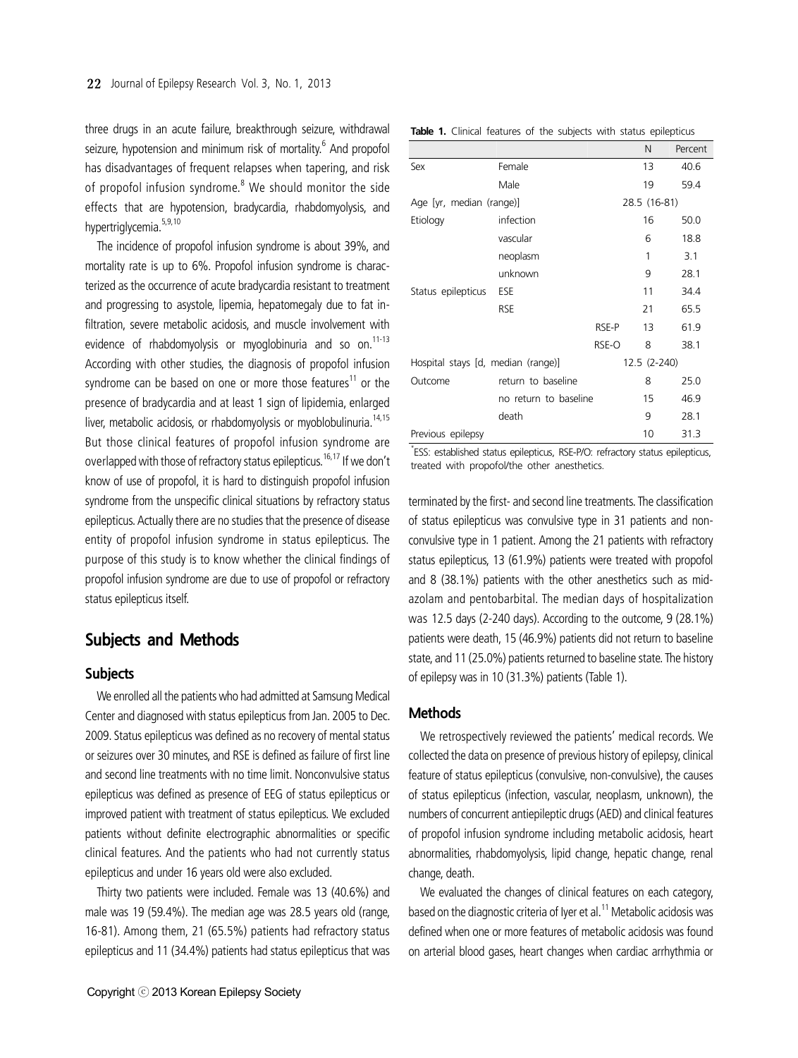three drugs in an acute failure, breakthrough seizure, withdrawal seizure, hypotension and minimum risk of mortality.[6] And propofol has disadvantages of frequent relapses when tapering, and risk of propofol infusion syndrome.[8] We should monitor the side effects that are hypotension, bradycardia, rhabdomyolysis, and hypertriglycemia.[5,9,10]

The incidence of propofol infusion syndrome is about 39%, and mortality rate is up to 6%. Propofol infusion syndrome is characterized as the occurrence of acute bradycardia resistant to treatment and progressing to asystole, lipemia, hepatomegaly due to fat infiltration, severe metabolic acidosis, and muscle involvement with evidence of rhabdomyolysis or myoglobinuria and so on.[11-13] According with other studies, the diagnosis of propofol infusion syndrome can be based on one or more those features[11] or the presence of bradycardia and at least 1 sign of lipidemia, enlarged liver, metabolic acidosis, or rhabdomyolysis or myoblobulinuria.[14,15] But those clinical features of propofol infusion syndrome are overlapped with those of refractory status epilepticus.[16,17] If we don't know of use of propofol, it is hard to distinguish propofol infusion syndrome from the unspecific clinical situations by refractory status epilepticus. Actually there are no studies that the presence of disease entity of propofol infusion syndrome in status epilepticus. The purpose of this study is to know whether the clinical findings of propofol infusion syndrome are due to use of propofol or refractory status epilepticus itself.

## Subjects and Methods

### Subjects

We enrolled all the patients who had admitted at Samsung Medical Center and diagnosed with status epilepticus from Jan. 2005 to Dec. 2009. Status epilepticus was defined as no recovery of mental status or seizures over 30 minutes, and RSE is defined as failure of first line and second line treatments with no time limit. Nonconvulsive status epilepticus was defined as presence of EEG of status epilepticus or improved patient with treatment of status epilepticus. We excluded patients without definite electrographic abnormalities or specific clinical features. And the patients who had not currently status epilepticus and under 16 years old were also excluded.

Thirty two patients were included. Female was 13 (40.6%) and male was 19 (59.4%). The median age was 28.5 years old (range, 16-81). Among them, 21 (65.5%) patients had refractory status epilepticus and 11 (34.4%) patients had status epilepticus that was terminated by the first- and second line treatments. The classification of status epilepticus was convulsive type in 31 patients and non-convulsive type in 1 patient. Among the 21 patients with refractory status epilepticus, 13 (61.9%) patients were treated with propofol and 8 (38.1%) patients with the other anesthetics such as midazolam and pentobarbital. The median days of hospitalization was 12.5 days (2-240 days). According to the outcome, 9 (28.1%) patients were death, 15 (46.9%) patients did not return to baseline state, and 11 (25.0%) patients returned to baseline state. The history of epilepsy was in 10 (31.3%) patients (Table 1).

**Table 1.** Clinical features of the subjects with status epilepticus

| | | | N | Percent |
|---|---|---|---|---|
| Sex | Female | | 13 | 40.6 |
| | Male | | 19 | 59.4 |
| Age [yr, median (range)] | | | 28.5 (16-81) | |
| Etiology | infection | | 16 | 50.0 |
| | vascular | | 6 | 18.8 |
| | neoplasm | | 1 | 3.1 |
| | unknown | | 9 | 28.1 |
| Status epilepticus | ESE | | 11 | 34.4 |
| | RSE | | 21 | 65.5 |
| | | RSE-P | 13 | 61.9 |
| | | RSE-O | 8 | 38.1 |
| Hospital stays [d, median (range)] | | | 12.5 (2-240) | |
| Outcome | return to baseline | | 8 | 25.0 |
| | no return to baseline | | 15 | 46.9 |
| | death | | 9 | 28.1 |
| Previous epilepsy | | | 10 | 31.3 |

*ESE: established status epilepticus, RSE-P/O: refractory status epilepticus, treated with propofol/the other anesthetics.

### Methods

We retrospectively reviewed the patients' medical records. We collected the data on presence of previous history of epilepsy, clinical feature of status epilepticus (convulsive, non-convulsive), the causes of status epilepticus (infection, vascular, neoplasm, unknown), the numbers of concurrent antiepileptic drugs (AED) and clinical features of propofol infusion syndrome including metabolic acidosis, heart abnormalities, rhabdomyolysis, lipid change, hepatic change, renal change, death.

We evaluated the changes of clinical features on each category, based on the diagnostic criteria of Iyer et al.[11] Metabolic acidosis was defined when one or more features of metabolic acidosis was found on arterial blood gases, heart changes when cardiac arrhythmia or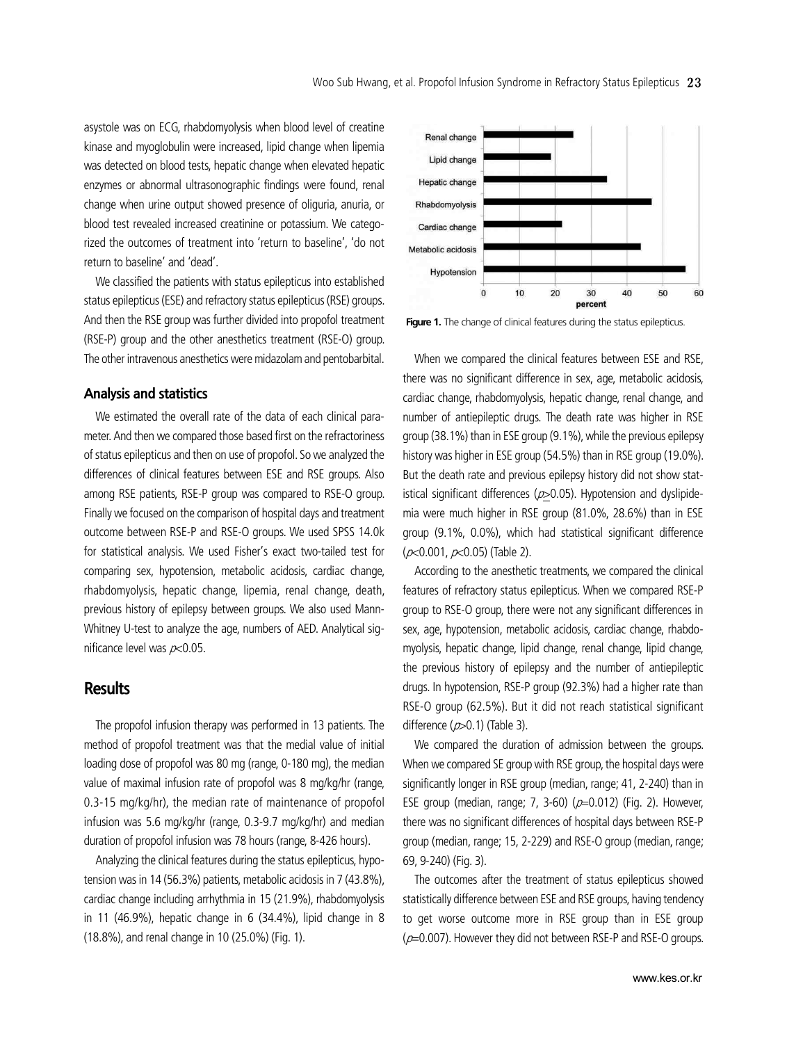asystole was on ECG, rhabdomyolysis when blood level of creatine kinase and myoglobulin were increased, lipid change when lipemia was detected on blood tests, hepatic change when elevated hepatic enzymes or abnormal ultrasonographic findings were found, renal change when urine output showed presence of oliguria, anuria, or blood test revealed increased creatinine or potassium. We categorized the outcomes of treatment into 'return to baseline', 'do not return to baseline' and 'dead'.

We classified the patients with status epilepticus into established status epilepticus (ESE) and refractory status epilepticus (RSE) groups. And then the RSE group was further divided into propofol treatment (RSE-P) group and the other anesthetics treatment (RSE-O) group. The other intravenous anesthetics were midazolam and pentobarbital.

### Analysis and statistics

We estimated the overall rate of the data of each clinical parameter. And then we compared those based first on the refractoriness of status epilepticus and then on use of propofol. So we analyzed the differences of clinical features between ESE and RSE groups. Also among RSE patients, RSE-P group was compared to RSE-O group. Finally we focused on the comparison of hospital days and treatment outcome between RSE-P and RSE-O groups. We used SPSS 14.0k for statistical analysis. We used Fisher's exact two-tailed test for comparing sex, hypotension, metabolic acidosis, cardiac change, rhabdomyolysis, hepatic change, lipemia, renal change, death, previous history of epilepsy between groups. We also used Mann-Whitney U-test to analyze the age, numbers of AED. Analytical significance level was $p<0.05$.

## Results

The propofol infusion therapy was performed in 13 patients. The method of propofol treatment was that the medial value of initial loading dose of propofol was 80 mg (range, 0-180 mg), the median value of maximal infusion rate of propofol was 8 mg/kg/hr (range, 0.3-15 mg/kg/hr), the median rate of maintenance of propofol infusion was 5.6 mg/kg/hr (range, 0.3-9.7 mg/kg/hr) and median duration of propofol infusion was 78 hours (range, 8-426 hours).

Analyzing the clinical features during the status epilepticus, hypotension was in 14 (56.3%) patients, metabolic acidosis in 7 (43.8%), cardiac change including arrhythmia in 15 (21.9%), rhabdomyolysis in 11 (46.9%), hepatic change in 6 (34.4%), lipid change in 8 (18.8%), and renal change in 10 (25.0%) (Fig. 1).

**Figure 1.** The change of clinical features during the status epilepticus.

When we compared the clinical features between ESE and RSE, there was no significant difference in sex, age, metabolic acidosis, cardiac change, rhabdomyolysis, hepatic change, renal change, and number of antiepileptic drugs. The death rate was higher in RSE group (38.1%) than in ESE group (9.1%), while the previous epilepsy history was higher in ESE group (54.5%) than in RSE group (19.0%). But the death rate and previous epilepsy history did not show statistical significant differences ($p \geq 0.05$). Hypotension and dyslipidemia were much higher in RSE group (81.0%, 28.6%) than in ESE group (9.1%, 0.0%), which had statistical significant difference ($p<0.001$, $p<0.05$) (Table 2).

According to the anesthetic treatments, we compared the clinical features of refractory status epilepticus. When we compared RSE-P group to RSE-O group, there were not any significant differences in sex, age, hypotension, metabolic acidosis, cardiac change, rhabdomyolysis, hepatic change, lipid change, renal change, lipid change, the previous history of epilepsy and the number of antiepileptic drugs. In hypotension, RSE-P group (92.3%) had a higher rate than RSE-O group (62.5%). But it did not reach statistical significant difference ($p>0.1$) (Table 3).

We compared the duration of admission between the groups. When we compared SE group with RSE group, the hospital days were significantly longer in RSE group (median, range; 41, 2-240) than in ESE group (median, range; 7, 3-60) ($p=0.012$) (Fig. 2). However, there was no significant differences of hospital days between RSE-P group (median, range; 15, 2-229) and RSE-O group (median, range; 69, 9-240) (Fig. 3).

The outcomes after the treatment of status epilepticus showed statistically difference between ESE and RSE groups, having tendency to get worse outcome more in RSE group than in ESE group ($p=0.007$). However they did not between RSE-P and RSE-O groups.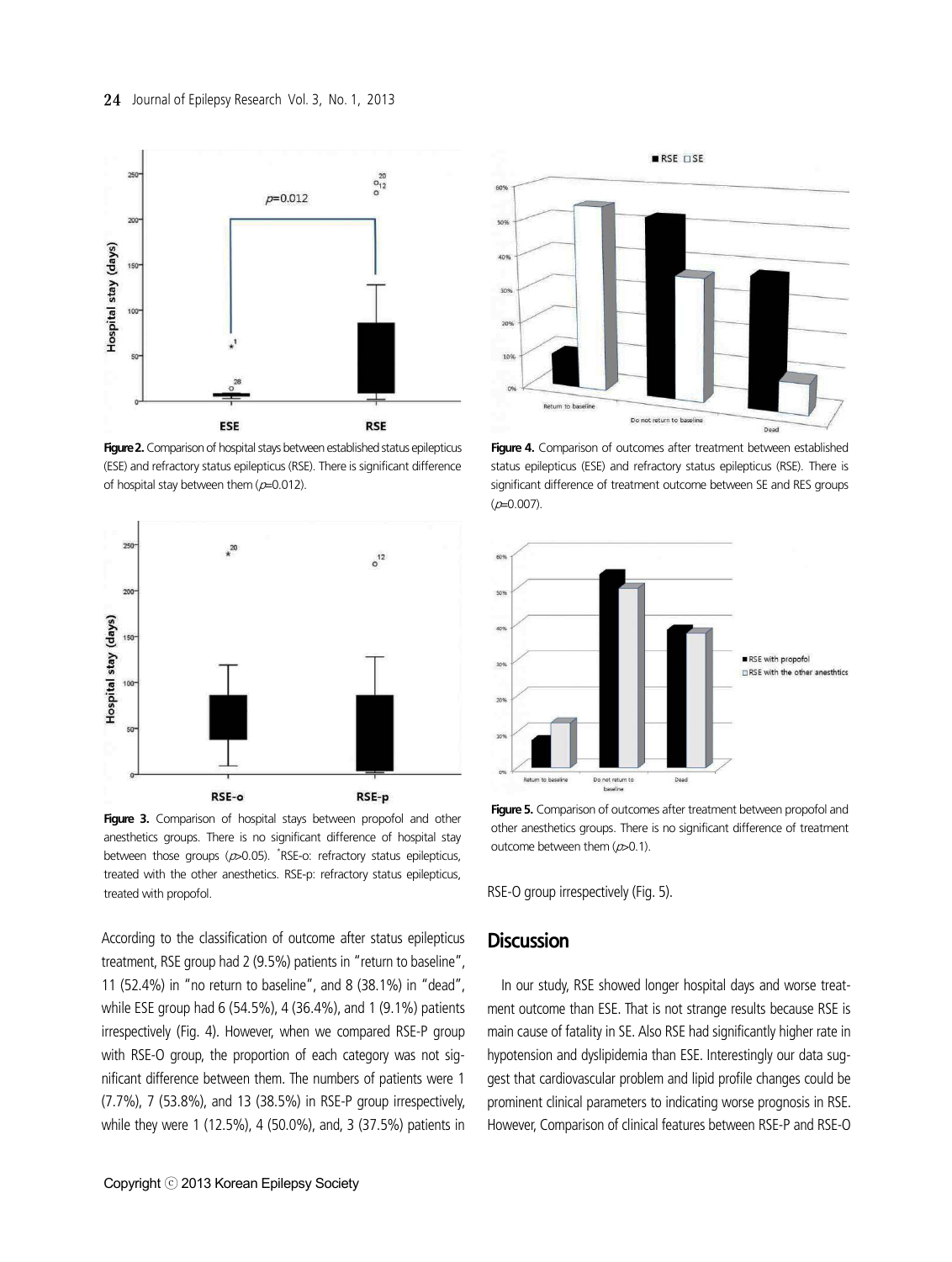**Figure 2.** Comparison of hospital stays between established status epilepticus (ESE) and refractory status epilepticus (RSE). There is significant difference of hospital stay between them ($p$=0.012).

**Figure 3.** Comparison of hospital stays between propofol and other anesthetics groups. There is no significant difference of hospital stay between those groups ($p$>0.05). *RSE-o: refractory status epilepticus, treated with the other anesthetics. RSE-p: refractory status epilepticus, treated with propofol.

**Figure 4.** Comparison of outcomes after treatment between established status epilepticus (ESE) and refractory status epilepticus (RSE). There is significant difference of treatment outcome between SE and RES groups ($p$=0.007).

**Figure 5.** Comparison of outcomes after treatment between propofol and other anesthetics groups. There is no significant difference of treatment outcome between them ($p$>0.1).

According to the classification of outcome after status epilepticus treatment, RSE group had 2 (9.5%) patients in "return to baseline", 11 (52.4%) in "no return to baseline", and 8 (38.1%) in "dead", while ESE group had 6 (54.5%), 4 (36.4%), and 1 (9.1%) patients irrespectively (Fig. 4). However, when we compared RSE-P group with RSE-O group, the proportion of each category was not significant difference between them. The numbers of patients were 1 (7.7%), 7 (53.8%), and 13 (38.5%) in RSE-P group irrespectively, while they were 1 (12.5%), 4 (50.0%), and, 3 (37.5%) patients in RSE-O group irrespectively (Fig. 5).

## Discussion

In our study, RSE showed longer hospital days and worse treatment outcome than ESE. That is not strange results because RSE is main cause of fatality in SE. Also RSE had significantly higher rate in hypotension and dyslipidemia than ESE. Interestingly our data suggest that cardiovascular problem and lipid profile changes could be prominent clinical parameters to indicating worse prognosis in RSE. However, Comparison of clinical features between RSE-P and RSE-O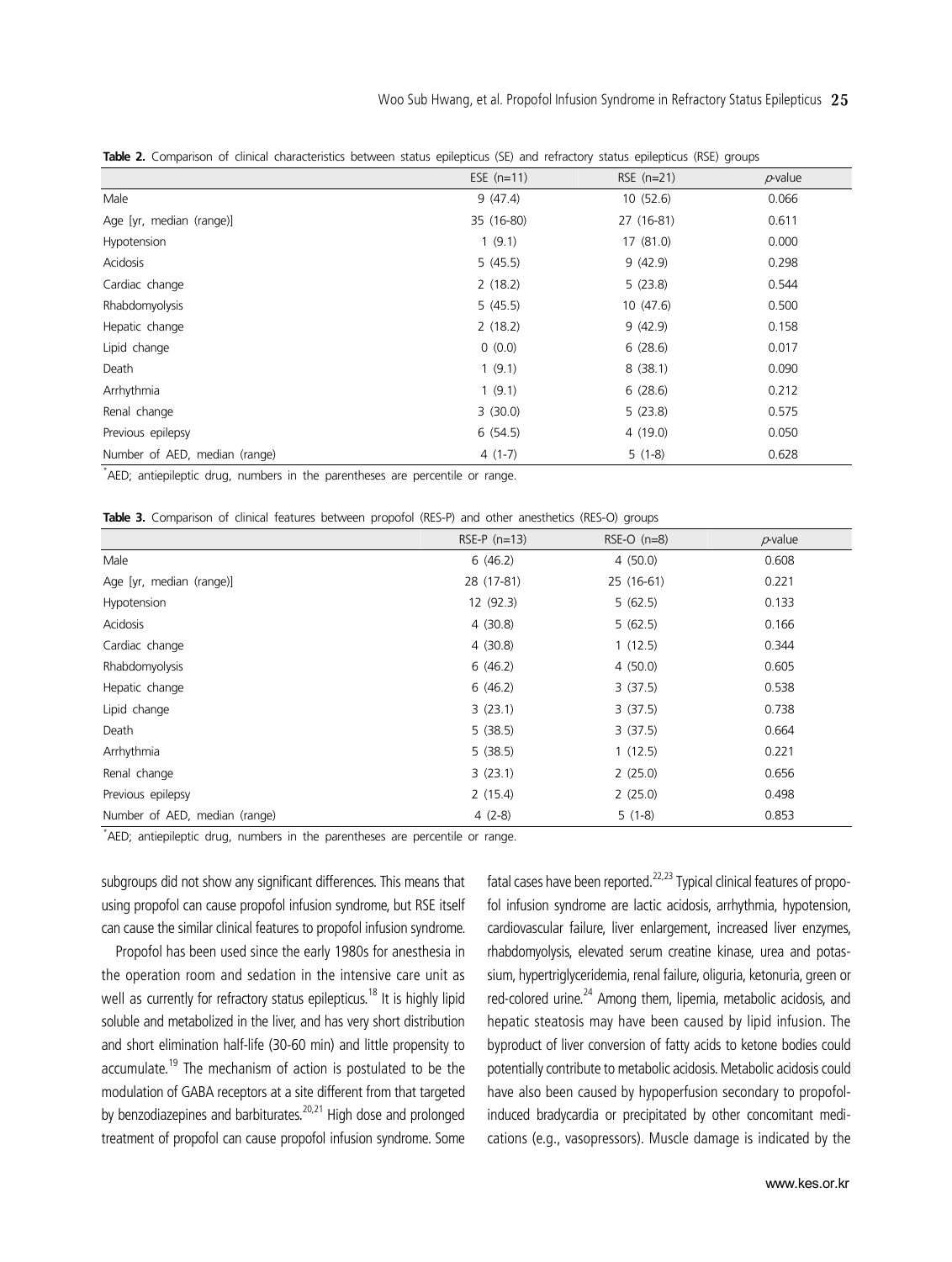**Table 2.** Comparison of clinical characteristics between status epilepticus (SE) and refractory status epilepticus (RSE) groups

| | ESE (n=11) | RSE (n=21) | *p*-value |
|---|---|---|---|
| Male | 9 (47.4) | 10 (52.6) | 0.066 |
| Age [yr, median (range)] | 35 (16-80) | 27 (16-81) | 0.611 |
| Hypotension | 1 (9.1) | 17 (81.0) | 0.000 |
| Acidosis | 5 (45.5) | 9 (42.9) | 0.298 |
| Cardiac change | 2 (18.2) | 5 (23.8) | 0.544 |
| Rhabdomyolysis | 5 (45.5) | 10 (47.6) | 0.500 |
| Hepatic change | 2 (18.2) | 9 (42.9) | 0.158 |
| Lipid change | 0 (0.0) | 6 (28.6) | 0.017 |
| Death | 1 (9.1) | 8 (38.1) | 0.090 |
| Arrhythmia | 1 (9.1) | 6 (28.6) | 0.212 |
| Renal change | 3 (30.0) | 5 (23.8) | 0.575 |
| Previous epilepsy | 6 (54.5) | 4 (19.0) | 0.050 |
| Number of AED, median (range) | 4 (1-7) | 5 (1-8) | 0.628 |

*AED; antiepileptic drug, numbers in the parentheses are percentile or range.

**Table 3.** Comparison of clinical features between propofol (RES-P) and other anesthetics (RES-O) groups

| | RSE-P (n=13) | RSE-O (n=8) | *p*-value |
|---|---|---|---|
| Male | 6 (46.2) | 4 (50.0) | 0.608 |
| Age [yr, median (range)] | 28 (17-81) | 25 (16-61) | 0.221 |
| Hypotension | 12 (92.3) | 5 (62.5) | 0.133 |
| Acidosis | 4 (30.8) | 5 (62.5) | 0.166 |
| Cardiac change | 4 (30.8) | 1 (12.5) | 0.344 |
| Rhabdomyolysis | 6 (46.2) | 4 (50.0) | 0.605 |
| Hepatic change | 6 (46.2) | 3 (37.5) | 0.538 |
| Lipid change | 3 (23.1) | 3 (37.5) | 0.738 |
| Death | 5 (38.5) | 3 (37.5) | 0.664 |
| Arrhythmia | 5 (38.5) | 1 (12.5) | 0.221 |
| Renal change | 3 (23.1) | 2 (25.0) | 0.656 |
| Previous epilepsy | 2 (15.4) | 2 (25.0) | 0.498 |
| Number of AED, median (range) | 4 (2-8) | 5 (1-8) | 0.853 |

*AED; antiepileptic drug, numbers in the parentheses are percentile or range.

subgroups did not show any significant differences. This means that using propofol can cause propofol infusion syndrome, but RSE itself can cause the similar clinical features to propofol infusion syndrome.

Propofol has been used since the early 1980s for anesthesia in the operation room and sedation in the intensive care unit as well as currently for refractory status epilepticus.[18] It is highly lipid soluble and metabolized in the liver, and has very short distribution and short elimination half-life (30-60 min) and little propensity to accumulate.[19] The mechanism of action is postulated to be the modulation of GABA receptors at a site different from that targeted by benzodiazepines and barbiturates.[20,21] High dose and prolonged treatment of propofol can cause propofol infusion syndrome. Some fatal cases have been reported.[22,23] Typical clinical features of propofol infusion syndrome are lactic acidosis, arrhythmia, hypotension, cardiovascular failure, liver enlargement, increased liver enzymes, rhabdomyolysis, elevated serum creatine kinase, urea and potassium, hypertriglyceridemia, renal failure, oliguria, ketonuria, green or red-colored urine.[24] Among them, lipemia, metabolic acidosis, and hepatic steatosis may have been caused by lipid infusion. The byproduct of liver conversion of fatty acids to ketone bodies could potentially contribute to metabolic acidosis. Metabolic acidosis could have also been caused by hypoperfusion secondary to propofol-induced bradycardia or precipitated by other concomitant medications (e.g., vasopressors). Muscle damage is indicated by the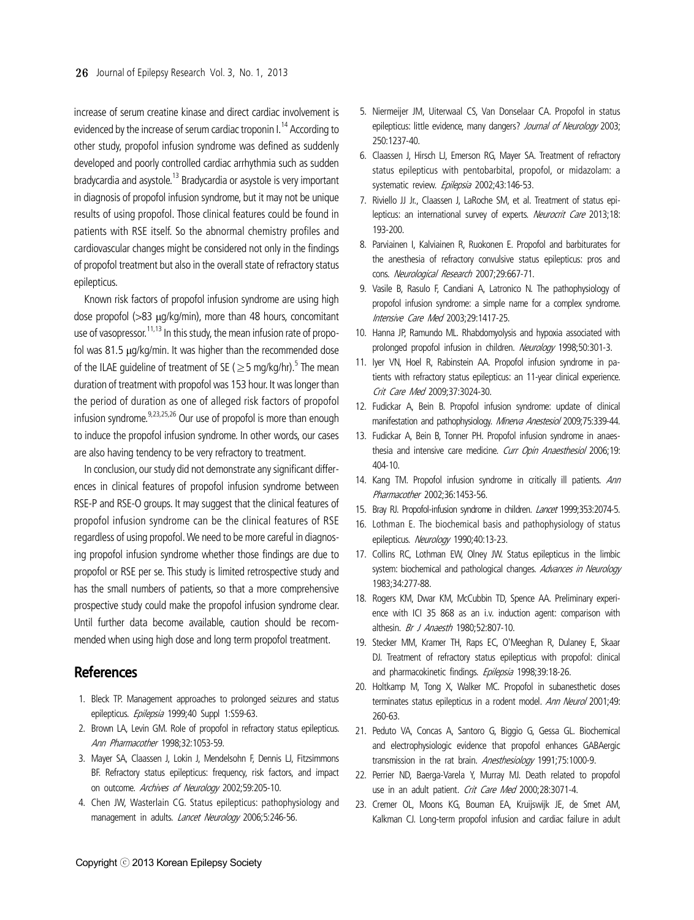increase of serum creatine kinase and direct cardiac involvement is evidenced by the increase of serum cardiac troponin I.[14] According to other study, propofol infusion syndrome was defined as suddenly developed and poorly controlled cardiac arrhythmia such as sudden bradycardia and asystole.[13] Bradycardia or asystole is very important in diagnosis of propofol infusion syndrome, but it may not be unique results of using propofol. Those clinical features could be found in patients with RSE itself. So the abnormal chemistry profiles and cardiovascular changes might be considered not only in the findings of propofol treatment but also in the overall state of refractory status epilepticus.

Known risk factors of propofol infusion syndrome are using high dose propofol (>83 μg/kg/min), more than 48 hours, concomitant use of vasopressor.[11,13] In this study, the mean infusion rate of propofol was 81.5 μg/kg/min. It was higher than the recommended dose of the ILAE guideline of treatment of SE (≥5 mg/kg/hr).[5] The mean duration of treatment with propofol was 153 hour. It was longer than the period of duration as one of alleged risk factors of propofol infusion syndrome.[9,23,25,26] Our use of propofol is more than enough to induce the propofol infusion syndrome. In other words, our cases are also having tendency to be very refractory to treatment.

In conclusion, our study did not demonstrate any significant differences in clinical features of propofol infusion syndrome between RSE-P and RSE-O groups. It may suggest that the clinical features of propofol infusion syndrome can be the clinical features of RSE regardless of using propofol. We need to be more careful in diagnosing propofol infusion syndrome whether those findings are due to propofol or RSE per se. This study is limited retrospective study and has the small numbers of patients, so that a more comprehensive prospective study could make the propofol infusion syndrome clear. Until further data become available, caution should be recommended when using high dose and long term propofol treatment.

## References

1. Bleck TP. Management approaches to prolonged seizures and status epilepticus. *Epilepsia* 1999;40 Suppl 1:S59-63.
2. Brown LA, Levin GM. Role of propofol in refractory status epilepticus. *Ann Pharmacother* 1998;32:1053-59.
3. Mayer SA, Claassen J, Lokin J, Mendelsohn F, Dennis LJ, Fitzsimmons BF. Refractory status epilepticus: frequency, risk factors, and impact on outcome. *Archives of Neurology* 2002;59:205-10.
4. Chen JW, Wasterlain CG. Status epilepticus: pathophysiology and management in adults. *Lancet Neurology* 2006;5:246-56.
5. Niermeijer JM, Uiterwaal CS, Van Donselaar CA. Propofol in status epilepticus: little evidence, many dangers? *Journal of Neurology* 2003;250:1237-40.
6. Claassen J, Hirsch LJ, Emerson RG, Mayer SA. Treatment of refractory status epilepticus with pentobarbital, propofol, or midazolam: a systematic review. *Epilepsia* 2002;43:146-53.
7. Riviello JJ Jr., Claassen J, LaRoche SM, et al. Treatment of status epilepticus: an international survey of experts. *Neurocrit Care* 2013;18:193-200.
8. Parviainen I, Kalviainen R, Ruokonen E. Propofol and barbiturates for the anesthesia of refractory convulsive status epilepticus: pros and cons. *Neurological Research* 2007;29:667-71.
9. Vasile B, Rasulo F, Candiani A, Latronico N. The pathophysiology of propofol infusion syndrome: a simple name for a complex syndrome. *Intensive Care Med* 2003;29:1417-25.
10. Hanna JP, Ramundo ML. Rhabdomyolysis and hypoxia associated with prolonged propofol infusion in children. *Neurology* 1998;50:301-3.
11. Iyer VN, Hoel R, Rabinstein AA. Propofol infusion syndrome in patients with refractory status epilepticus: an 11-year clinical experience. *Crit Care Med* 2009;37:3024-30.
12. Fudickar A, Bein B. Propofol infusion syndrome: update of clinical manifestation and pathophysiology. *Minerva Anestesiol* 2009;75:339-44.
13. Fudickar A, Bein B, Tonner PH. Propofol infusion syndrome in anaesthesia and intensive care medicine. *Curr Opin Anaesthesiol* 2006;19:404-10.
14. Kang TM. Propofol infusion syndrome in critically ill patients. *Ann Pharmacother* 2002;36:1453-56.
15. Bray RJ. Propofol-infusion syndrome in children. *Lancet* 1999;353:2074-5.
16. Lothman E. The biochemical basis and pathophysiology of status epilepticus. *Neurology* 1990;40:13-23.
17. Collins RC, Lothman EW, Olney JW. Status epilepticus in the limbic system: biochemical and pathological changes. *Advances in Neurology* 1983;34:277-88.
18. Rogers KM, Dwar KM, McCubbin TD, Spence AA. Preliminary experience with ICI 35 868 as an i.v. induction agent: comparison with althesin. *Br J Anaesth* 1980;52:807-10.
19. Stecker MM, Kramer TH, Raps EC, O'Meeghan R, Dulaney E, Skaar DJ. Treatment of refractory status epilepticus with propofol: clinical and pharmacokinetic findings. *Epilepsia* 1998;39:18-26.
20. Holtkamp M, Tong X, Walker MC. Propofol in subanesthetic doses terminates status epilepticus in a rodent model. *Ann Neurol* 2001;49:260-63.
21. Peduto VA, Concas A, Santoro G, Biggio G, Gessa GL. Biochemical and electrophysiologic evidence that propofol enhances GABAergic transmission in the rat brain. *Anesthesiology* 1991;75:1000-9.
22. Perrier ND, Baerga-Varela Y, Murray MJ. Death related to propofol use in an adult patient. *Crit Care Med* 2000;28:3071-4.
23. Cremer OL, Moons KG, Bouman EA, Kruijswijk JE, de Smet AM, Kalkman CJ. Long-term propofol infusion and cardiac failure in adult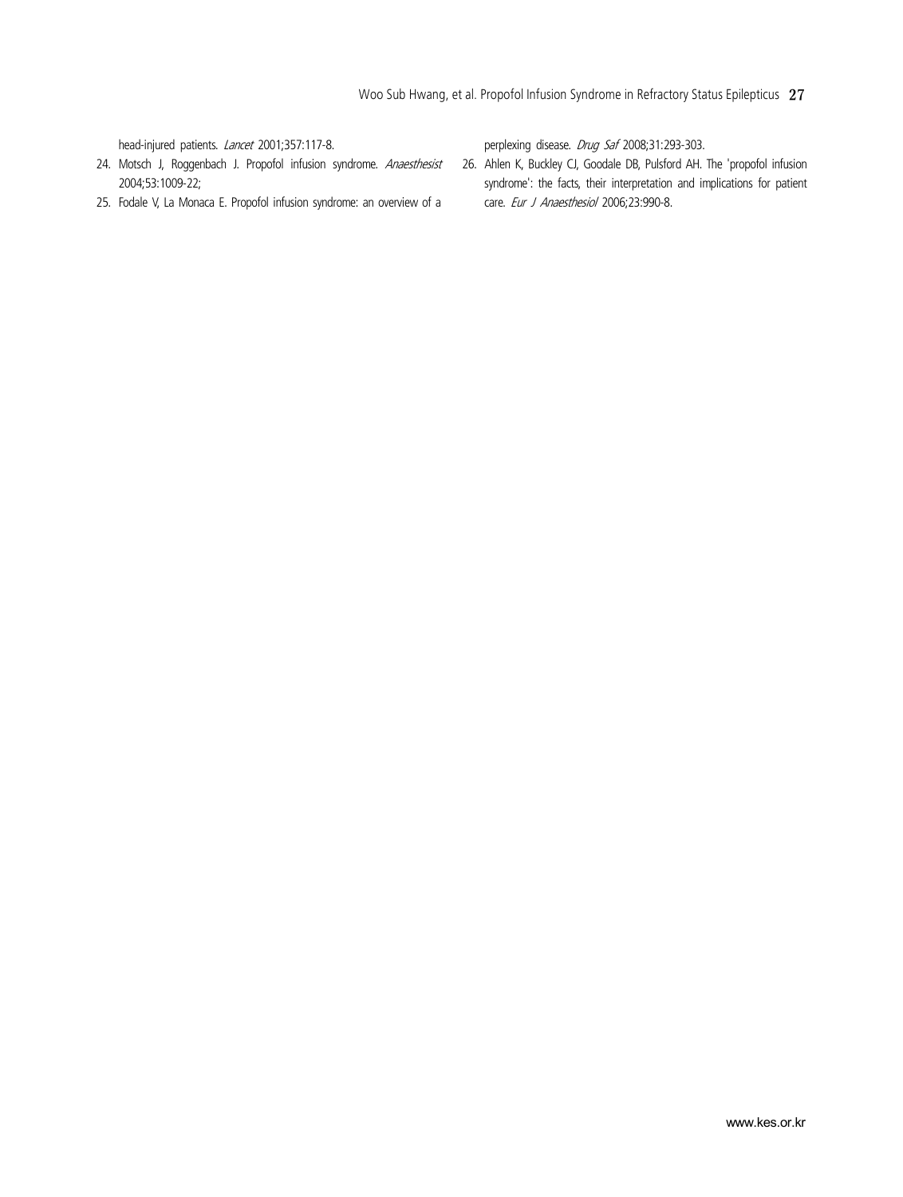head-injured patients. *Lancet* 2001;357:117-8.

24. Motsch J, Roggenbach J. Propofol infusion syndrome. *Anaesthesist* 2004;53:1009-22;
25. Fodale V, La Monaca E. Propofol infusion syndrome: an overview of a perplexing disease. *Drug Saf* 2008;31:293-303.
26. Ahlen K, Buckley CJ, Goodale DB, Pulsford AH. The 'propofol infusion syndrome': the facts, their interpretation and implications for patient care. *Eur J Anaesthesiol* 2006;23:990-8.